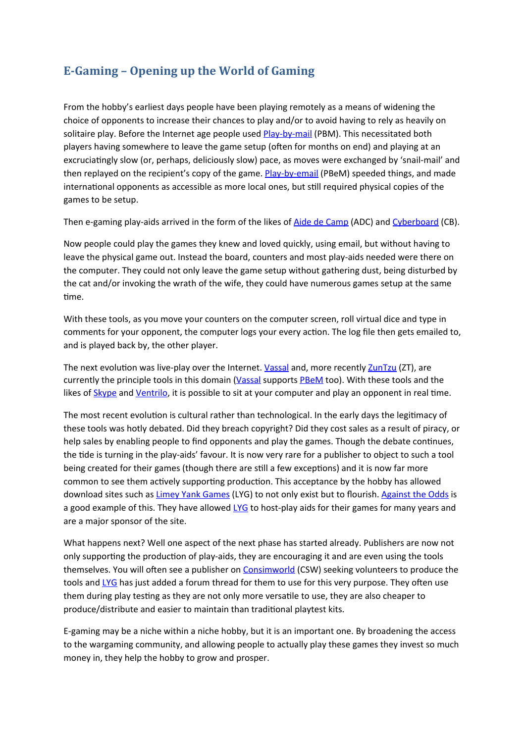# E-Gaming – Opening up the World of Gaming

From the hobby's earliest days people have been playing remotely as a means of widening the choice of opponents to increase their chances to play and/or to avoid having to rely as heavily on solitaire play. Before the Internet age people used Play-by-mail (PBM). This necessitated both players having somewhere to leave the game setup (often for months on end) and playing at an excruciatingly slow (or, perhaps, deliciously slow) pace, as moves were exchanged by 'snail-mail' and then replayed on the recipient's copy of the game. Play-by-email (PBeM) speeded things, and made international opponents as accessible as more local ones, but still required physical copies of the games to be setup.

Then e-gaming play-aids arrived in the form of the likes of Aide de Camp (ADC) and Cyberboard (CB).

Now people could play the games they knew and loved quickly, using email, but without having to leave the physical game out. Instead the board, counters and most play-aids needed were there on the computer. They could not only leave the game setup without gathering dust, being disturbed by the cat and/or invoking the wrath of the wife, they could have numerous games setup at the same time.

With these tools, as you move your counters on the computer screen, roll virtual dice and type in comments for your opponent, the computer logs your every action. The log file then gets emailed to, and is played back by, the other player.

The next evolution was live-play over the Internet. Vassal and, more recently ZunTzu (ZT), are currently the principle tools in this domain (Vassal supports PBeM too). With these tools and the likes of Skype and Ventrilo, it is possible to sit at your computer and play an opponent in real time.

The most recent evolution is cultural rather than technological. In the early days the legitimacy of these tools was hotly debated. Did they breach copyright? Did they cost sales as a result of piracy, or help sales by enabling people to find opponents and play the games. Though the debate continues, the tide is turning in the play-aids' favour. It is now very rare for a publisher to object to such a tool being created for their games (though there are still a few exceptions) and it is now far more common to see them actively supporting production. This acceptance by the hobby has allowed download sites such as Limey Yank Games (LYG) to not only exist but to flourish. Against the Odds is a good example of this. They have allowed LYG to host-play aids for their games for many years and are a major sponsor of the site.

What happens next? Well one aspect of the next phase has started already. Publishers are now not only supporting the production of play-aids, they are encouraging it and are even using the tools themselves. You will often see a publisher on Consimworld (CSW) seeking volunteers to produce the tools and LYG has just added a forum thread for them to use for this very purpose. They often use them during play testing as they are not only more versatile to use, they are also cheaper to produce/distribute and easier to maintain than traditional playtest kits.

E-gaming may be a niche within a niche hobby, but it is an important one. By broadening the access to the wargaming community, and allowing people to actually play these games they invest so much money in, they help the hobby to grow and prosper.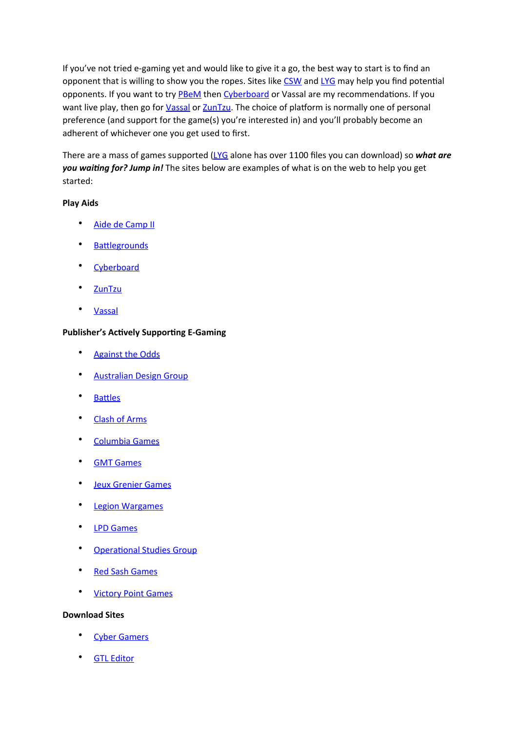If you've not tried e-gaming yet and would like to give it a go, the best way to start is to find an opponent that is willing to show you the ropes. Sites like CSW and LYG may help you find potential opponents. If you want to try PBeM then Cyberboard or Vassal are my recommendations. If you want live play, then go for Vassal or ZunTzu. The choice of platform is normally one of personal preference (and support for the game(s) you're interested in) and you'll probably become an adherent of whichever one you get used to first.

There are a mass of games supported (LYG alone has over 1100 files you can download) so ***what are you waiting for? Jump in!*** The sites below are examples of what is on the web to help you get started:

**Play Aids**

- Aide de Camp II
- Battlegrounds
- Cyberboard
- ZunTzu
- Vassal

**Publisher's Actively Supporting E-Gaming**

- Against the Odds
- Australian Design Group
- Battles
- Clash of Arms
- Columbia Games
- GMT Games
- Jeux Grenier Games
- Legion Wargames
- LPD Games
- Operational Studies Group
- Red Sash Games
- Victory Point Games

**Download Sites**

- Cyber Gamers
- GTL Editor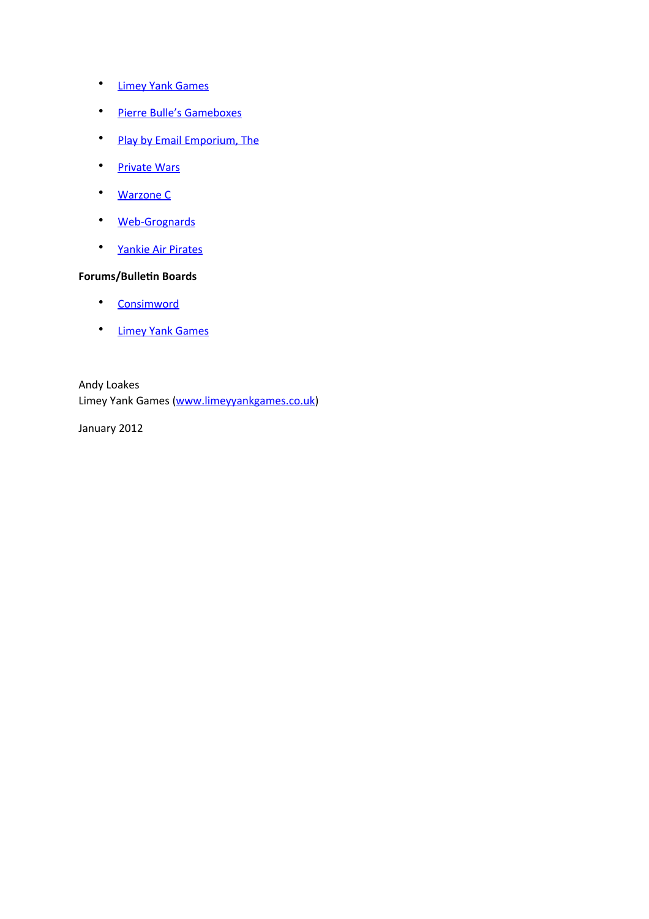- Limey Yank Games
- Pierre Bulle's Gameboxes
- Play by Email Emporium, The
- Private Wars
- Warzone C
- Web-Grognards
- Yankie Air Pirates

**Forums/Bulletin Boards**

- Consimword
- Limey Yank Games

Andy Loakes
Limey Yank Games (www.limeyyankgames.co.uk)

January 2012